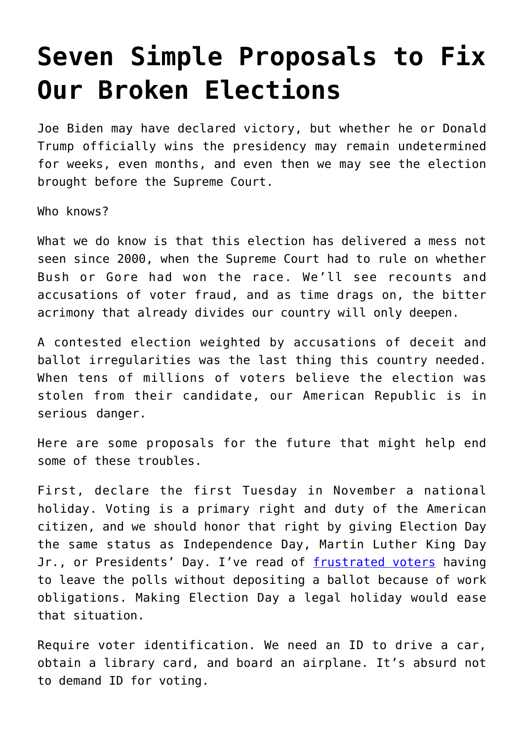# Seven Simple Proposals to Fix Our Broken Elections

Joe Biden may have declared victory, but whether he or Donald Trump officially wins the presidency may remain undetermined for weeks, even months, and even then we may see the election brought before the Supreme Court.

Who knows?

What we do know is that this election has delivered a mess not seen since 2000, when the Supreme Court had to rule on whether Bush or Gore had won the race. We'll see recounts and accusations of voter fraud, and as time drags on, the bitter acrimony that already divides our country will only deepen.

A contested election weighted by accusations of deceit and ballot irregularities was the last thing this country needed. When tens of millions of voters believe the election was stolen from their candidate, our American Republic is in serious danger.

Here are some proposals for the future that might help end some of these troubles.

First, declare the first Tuesday in November a national holiday. Voting is a primary right and duty of the American citizen, and we should honor that right by giving Election Day the same status as Independence Day, Martin Luther King Day Jr., or Presidents' Day. I've read of frustrated voters having to leave the polls without depositing a ballot because of work obligations. Making Election Day a legal holiday would ease that situation.

Require voter identification. We need an ID to drive a car, obtain a library card, and board an airplane. It's absurd not to demand ID for voting.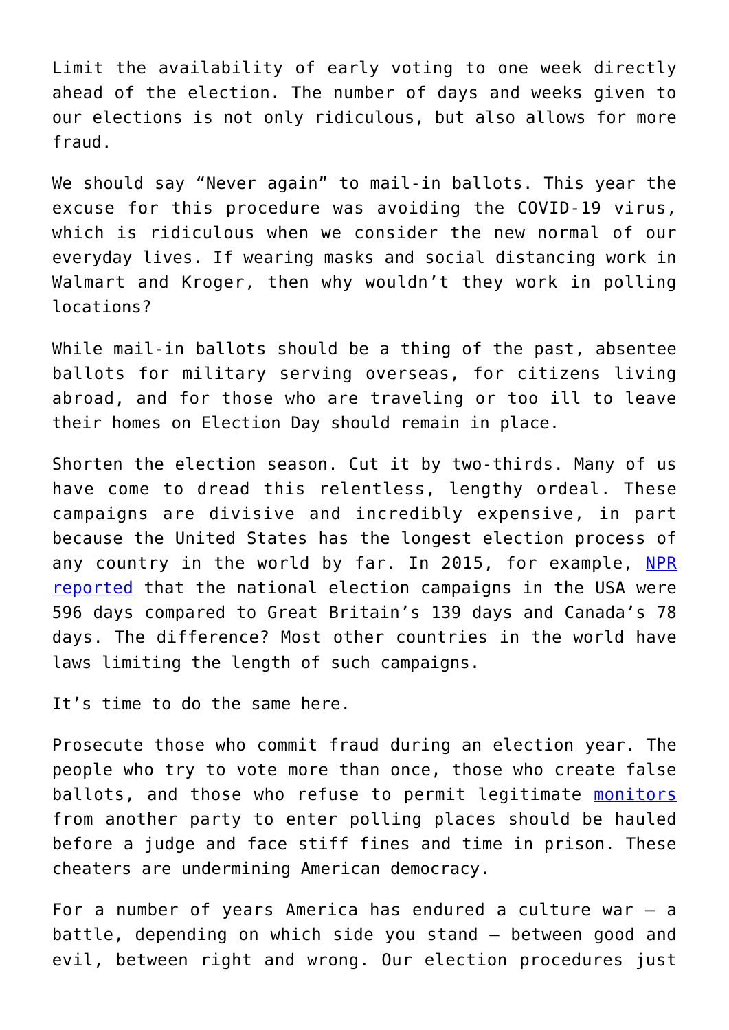Limit the availability of early voting to one week directly ahead of the election. The number of days and weeks given to our elections is not only ridiculous, but also allows for more fraud.

We should say "Never again" to mail-in ballots. This year the excuse for this procedure was avoiding the COVID-19 virus, which is ridiculous when we consider the new normal of our everyday lives. If wearing masks and social distancing work in Walmart and Kroger, then why wouldn't they work in polling locations?

While mail-in ballots should be a thing of the past, absentee ballots for military serving overseas, for citizens living abroad, and for those who are traveling or too ill to leave their homes on Election Day should remain in place.

Shorten the election season. Cut it by two-thirds. Many of us have come to dread this relentless, lengthy ordeal. These campaigns are divisive and incredibly expensive, in part because the United States has the longest election process of any country in the world by far. In 2015, for example, NPR reported that the national election campaigns in the USA were 596 days compared to Great Britain's 139 days and Canada's 78 days. The difference? Most other countries in the world have laws limiting the length of such campaigns.

It's time to do the same here.

Prosecute those who commit fraud during an election year. The people who try to vote more than once, those who create false ballots, and those who refuse to permit legitimate monitors from another party to enter polling places should be hauled before a judge and face stiff fines and time in prison. These cheaters are undermining American democracy.

For a number of years America has endured a culture war – a battle, depending on which side you stand – between good and evil, between right and wrong. Our election procedures just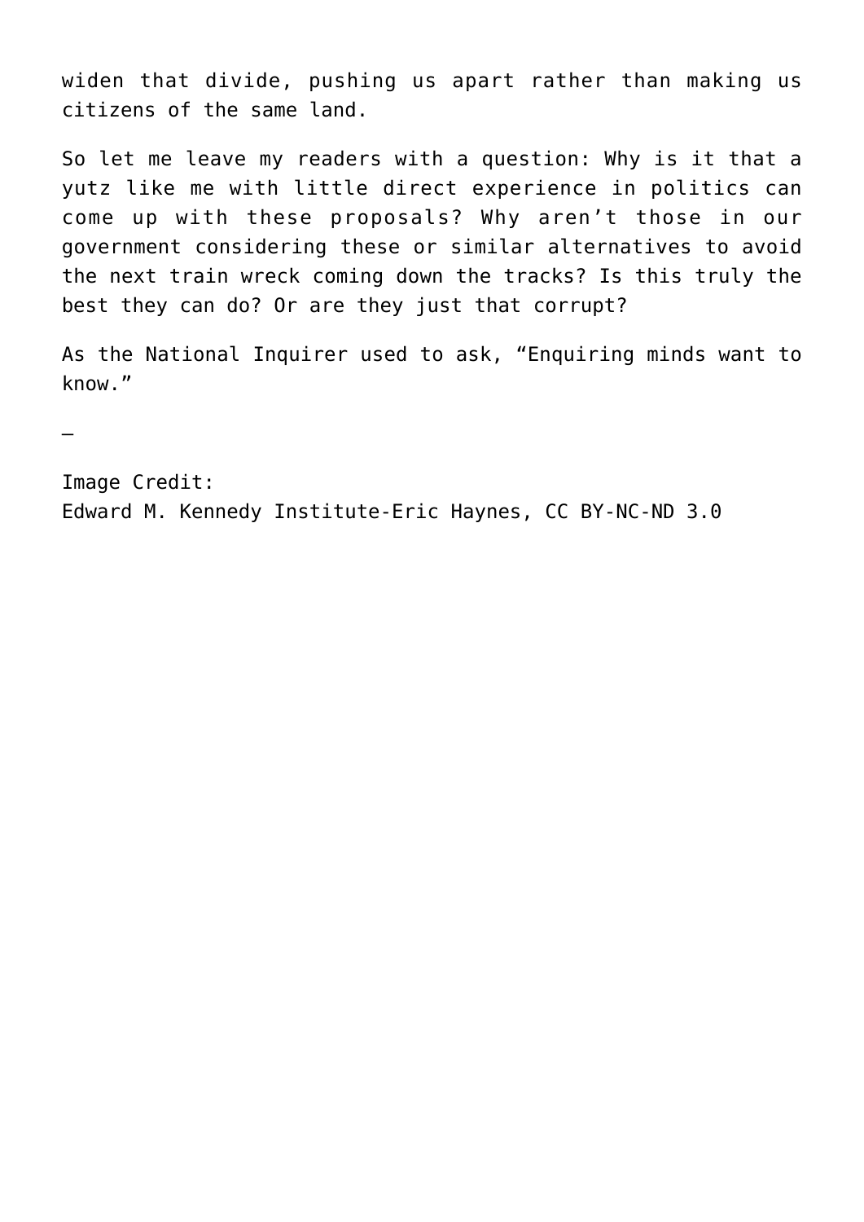widen that divide, pushing us apart rather than making us citizens of the same land.

So let me leave my readers with a question: Why is it that a yutz like me with little direct experience in politics can come up with these proposals? Why aren't those in our government considering these or similar alternatives to avoid the next train wreck coming down the tracks? Is this truly the best they can do? Or are they just that corrupt?

As the National Inquirer used to ask, "Enquiring minds want to know."

—

Image Credit:
Edward M. Kennedy Institute-Eric Haynes, CC BY-NC-ND 3.0